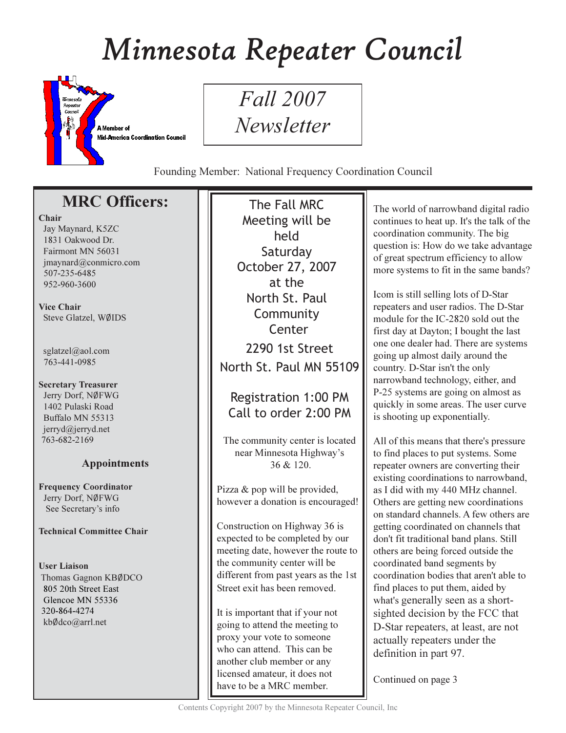# Minnesota Repeater Council

A Member of Mid-America Coordination Council

*Fall 2007 Newsletter*

Founding Member: National Frequency Coordination Council

## MRC Officers:

**Chair**
Jay Maynard, K5ZC
1831 Oakwood Dr.
Fairmont MN 56031
jmaynard@conmicro.com
507-235-6485
952-960-3600

**Vice Chair**
Steve Glatzel, WØIDS

sglatzel@aol.com
763-441-0985

**Secretary Treasurer**
Jerry Dorf, NØFWG
1402 Pulaski Road
Buffalo MN 55313
jerryd@jerryd.net
763-682-2169

### Appointments

**Frequency Coordinator**
Jerry Dorf, NØFWG
See Secretary's info

**Technical Committee Chair**

**User Liaison**
Thomas Gagnon KBØDCO
805 20th Street East
Glencoe MN 55336
320-864-4274
kbØdco@arrl.net

---

The Fall MRC Meeting will be held Saturday October 27, 2007 at the North St. Paul Community Center
2290 1st Street
North St. Paul MN 55109

Registration 1:00 PM
Call to order 2:00 PM

The community center is located near Minnesota Highway's 36 & 120.

Pizza & pop will be provided, however a donation is encouraged!

Construction on Highway 36 is expected to be completed by our meeting date, however the route to the community center will be different from past years as the 1st Street exit has been removed.

It is important that if your not going to attend the meeting to proxy your vote to someone who can attend. This can be another club member or any licensed amateur, it does not have to be a MRC member.

---

The world of narrowband digital radio continues to heat up. It's the talk of the coordination community. The big question is: How do we take advantage of great spectrum efficiency to allow more systems to fit in the same bands?

Icom is still selling lots of D-Star repeaters and user radios. The D-Star module for the IC-2820 sold out the first day at Dayton; I bought the last one one dealer had. There are systems going up almost daily around the country. D-Star isn't the only narrowband technology, either, and P-25 systems are going on almost as quickly in some areas. The user curve is shooting up exponentially.

All of this means that there's pressure to find places to put systems. Some repeater owners are converting their existing coordinations to narrowband, as I did with my 440 MHz channel. Others are getting new coordinations on standard channels. A few others are getting coordinated on channels that don't fit traditional band plans. Still others are being forced outside the coordinated band segments by coordination bodies that aren't able to find places to put them, aided by what's generally seen as a short-sighted decision by the FCC that D-Star repeaters, at least, are not actually repeaters under the definition in part 97.

Continued on page 3

Contents Copyright 2007 by the Minnesota Repeater Council, Inc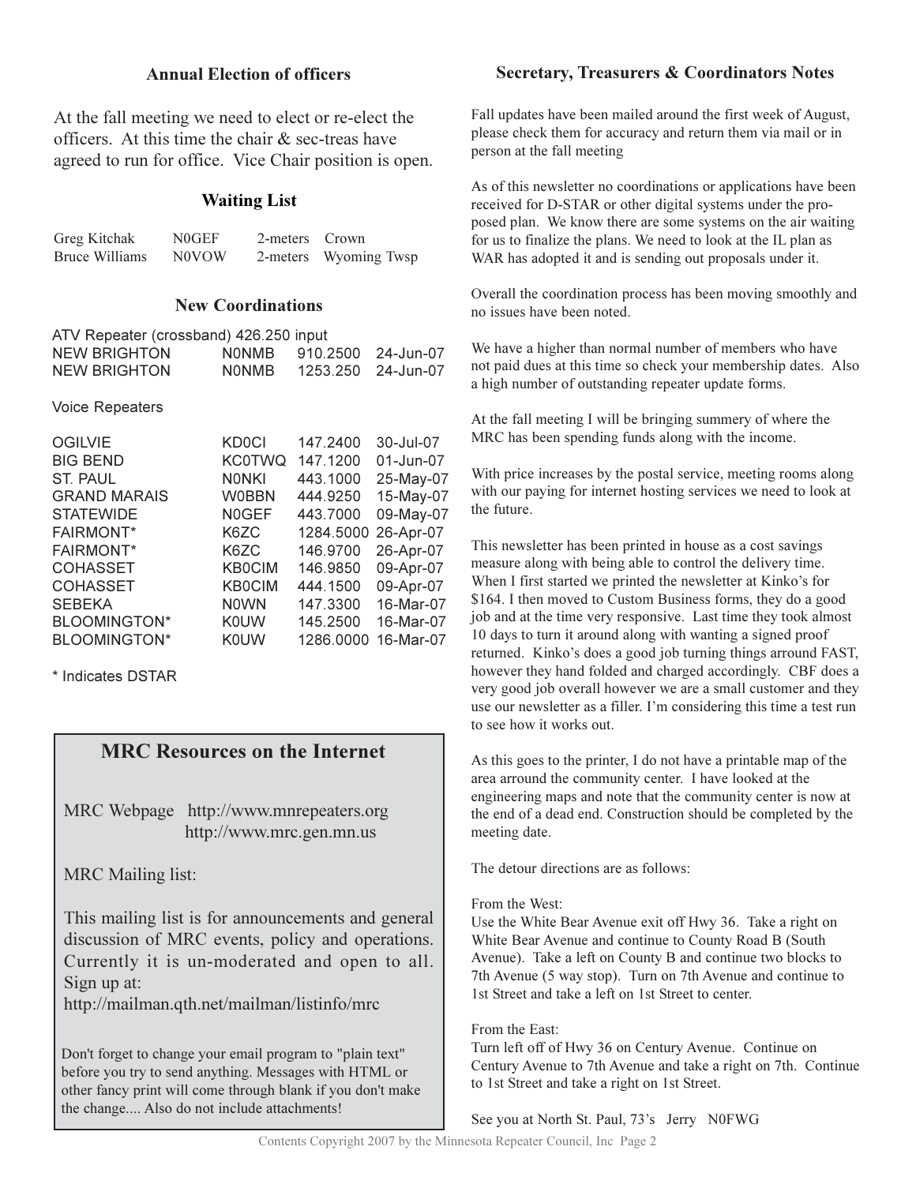## Annual Election of officers

At the fall meeting we need to elect or re-elect the officers. At this time the chair & sec-treas have agreed to run for office. Vice Chair position is open.

## Waiting List

| | | | |
|---|---|---|---|
| Greg Kitchak | N0GEF | 2-meters | Crown |
| Bruce Williams | N0VOW | 2-meters | Wyoming Twsp |

## New Coordinations

ATV Repeater (crossband) 426.250 input

| | | | |
|---|---|---|---|
| NEW BRIGHTON | N0NMB | 910.2500 | 24-Jun-07 |
| NEW BRIGHTON | N0NMB | 1253.250 | 24-Jun-07 |

Voice Repeaters

| | | | |
|---|---|---|---|
| OGILVIE | KD0CI | 147.2400 | 30-Jul-07 |
| BIG BEND | KC0TWQ | 147.1200 | 01-Jun-07 |
| ST. PAUL | N0NKI | 443.1000 | 25-May-07 |
| GRAND MARAIS | W0BBN | 444.9250 | 15-May-07 |
| STATEWIDE | N0GEF | 443.7000 | 09-May-07 |
| FAIRMONT* | K6ZC | 1284.5000 | 26-Apr-07 |
| FAIRMONT* | K6ZC | 146.9700 | 26-Apr-07 |
| COHASSET | KB0CIM | 146.9850 | 09-Apr-07 |
| COHASSET | KB0CIM | 444.1500 | 09-Apr-07 |
| SEBEKA | N0WN | 147.3300 | 16-Mar-07 |
| BLOOMINGTON* | K0UW | 145.2500 | 16-Mar-07 |
| BLOOMINGTON* | K0UW | 1286.0000 | 16-Mar-07 |

* Indicates DSTAR

## MRC Resources on the Internet

MRC Webpage http://www.mnrepeaters.org
http://www.mrc.gen.mn.us

MRC Mailing list:

This mailing list is for announcements and general discussion of MRC events, policy and operations. Currently it is un-moderated and open to all. Sign up at:
http://mailman.qth.net/mailman/listinfo/mrc

Don't forget to change your email program to "plain text" before you try to send anything. Messages with HTML or other fancy print will come through blank if you don't make the change.... Also do not include attachments!

## Secretary, Treasurers & Coordinators Notes

Fall updates have been mailed around the first week of August, please check them for accuracy and return them via mail or in person at the fall meeting

As of this newsletter no coordinations or applications have been received for D-STAR or other digital systems under the proposed plan. We know there are some systems on the air waiting for us to finalize the plans. We need to look at the IL plan as WAR has adopted it and is sending out proposals under it.

Overall the coordination process has been moving smoothly and no issues have been noted.

We have a higher than normal number of members who have not paid dues at this time so check your membership dates. Also a high number of outstanding repeater update forms.

At the fall meeting I will be bringing summery of where the MRC has been spending funds along with the income.

With price increases by the postal service, meeting rooms along with our paying for internet hosting services we need to look at the future.

This newsletter has been printed in house as a cost savings measure along with being able to control the delivery time. When I first started we printed the newsletter at Kinko's for $164. I then moved to Custom Business forms, they do a good job and at the time very responsive. Last time they took almost 10 days to turn it around along with wanting a signed proof returned. Kinko's does a good job turning things arround FAST, however they hand folded and charged accordingly. CBF does a very good job overall however we are a small customer and they use our newsletter as a filler. I'm considering this time a test run to see how it works out.

As this goes to the printer, I do not have a printable map of the area arround the community center. I have looked at the engineering maps and note that the community center is now at the end of a dead end. Construction should be completed by the meeting date.

The detour directions are as follows:

From the West:
Use the White Bear Avenue exit off Hwy 36. Take a right on White Bear Avenue and continue to County Road B (South Avenue). Take a left on County B and continue two blocks to 7th Avenue (5 way stop). Turn on 7th Avenue and continue to 1st Street and take a left on 1st Street to center.

From the East:
Turn left off of Hwy 36 on Century Avenue. Continue on Century Avenue to 7th Avenue and take a right on 7th. Continue to 1st Street and take a right on 1st Street.

See you at North St. Paul, 73's Jerry N0FWG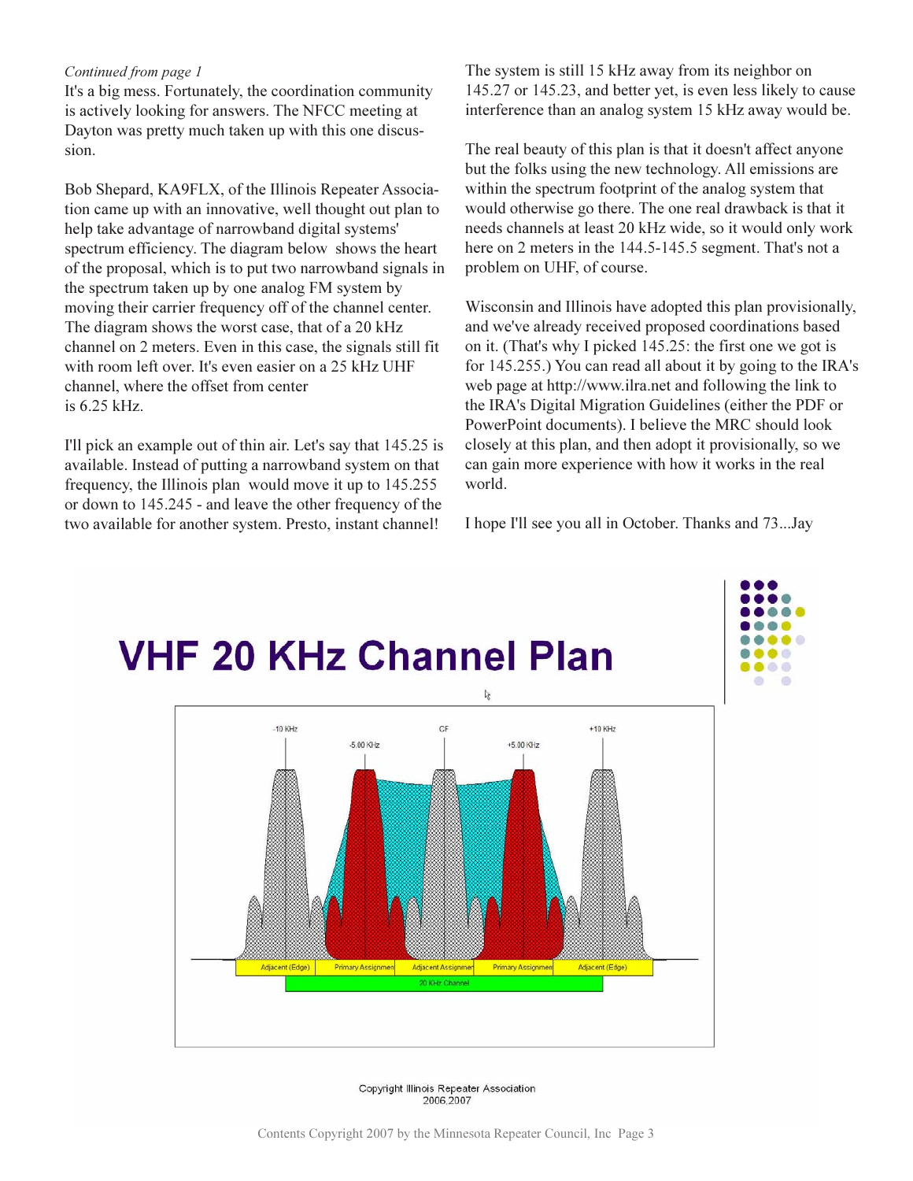*Continued from page 1*

It's a big mess. Fortunately, the coordination community is actively looking for answers. The NFCC meeting at Dayton was pretty much taken up with this one discussion.

Bob Shepard, KA9FLX, of the Illinois Repeater Association came up with an innovative, well thought out plan to help take advantage of narrowband digital systems' spectrum efficiency. The diagram below shows the heart of the proposal, which is to put two narrowband signals in the spectrum taken up by one analog FM system by moving their carrier frequency off of the channel center. The diagram shows the worst case, that of a 20 kHz channel on 2 meters. Even in this case, the signals still fit with room left over. It's even easier on a 25 kHz UHF channel, where the offset from center is 6.25 kHz.

I'll pick an example out of thin air. Let's say that 145.25 is available. Instead of putting a narrowband system on that frequency, the Illinois plan would move it up to 145.255 or down to 145.245 - and leave the other frequency of the two available for another system. Presto, instant channel!

The system is still 15 kHz away from its neighbor on 145.27 or 145.23, and better yet, is even less likely to cause interference than an analog system 15 kHz away would be.

The real beauty of this plan is that it doesn't affect anyone but the folks using the new technology. All emissions are within the spectrum footprint of the analog system that would otherwise go there. The one real drawback is that it needs channels at least 20 kHz wide, so it would only work here on 2 meters in the 144.5-145.5 segment. That's not a problem on UHF, of course.

Wisconsin and Illinois have adopted this plan provisionally, and we've already received proposed coordinations based on it. (That's why I picked 145.25: the first one we got is for 145.255.) You can read all about it by going to the IRA's web page at http://www.ilra.net and following the link to the IRA's Digital Migration Guidelines (either the PDF or PowerPoint documents). I believe the MRC should look closely at this plan, and then adopt it provisionally, so we can gain more experience with how it works in the real world.

I hope I'll see you all in October. Thanks and 73...Jay

## VHF 20 KHz Channel Plan

-10 KHz | -5.00 KHz | CF | +5.00 KHz | +10 KHz

Adjacent (Edge) | Primary Assignment | Adjacent Assignment | Primary Assignment | Adjacent (Edge)

20 KHz Channel

Copyright Illinois Repeater Association 2006,2007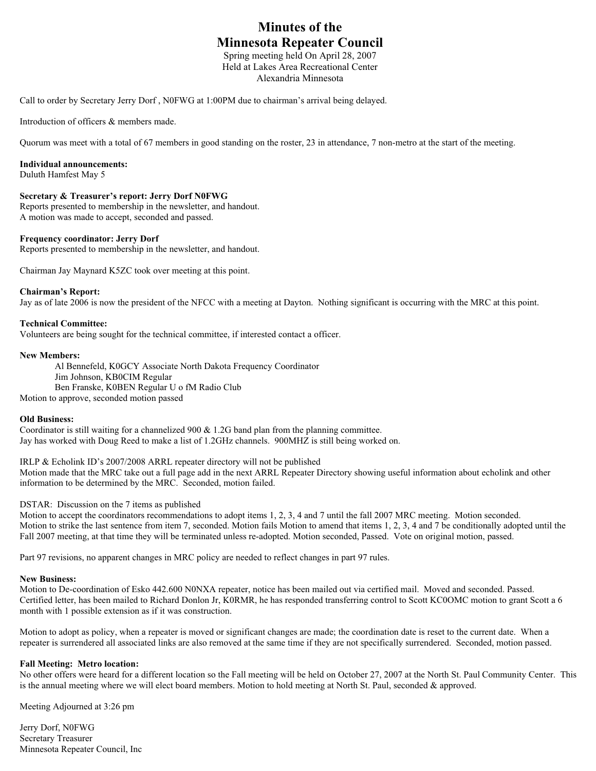# Minutes of the
# Minnesota Repeater Council

Spring meeting held On April 28, 2007
Held at Lakes Area Recreational Center
Alexandria Minnesota

Call to order by Secretary Jerry Dorf , N0FWG at 1:00PM due to chairman's arrival being delayed.

Introduction of officers & members made.

Quorum was meet with a total of 67 members in good standing on the roster, 23 in attendance, 7 non-metro at the start of the meeting.

**Individual announcements:**
Duluth Hamfest May 5

**Secretary & Treasurer's report: Jerry Dorf N0FWG**
Reports presented to membership in the newsletter, and handout.
A motion was made to accept, seconded and passed.

**Frequency coordinator: Jerry Dorf**
Reports presented to membership in the newsletter, and handout.

Chairman Jay Maynard K5ZC took over meeting at this point.

**Chairman's Report:**
Jay as of late 2006 is now the president of the NFCC with a meeting at Dayton. Nothing significant is occurring with the MRC at this point.

**Technical Committee:**
Volunteers are being sought for the technical committee, if interested contact a officer.

**New Members:**

Al Bennefeld, K0GCY Associate North Dakota Frequency Coordinator
Jim Johnson, KB0CIM Regular
Ben Franske, K0BEN Regular U o fM Radio Club

Motion to approve, seconded motion passed

**Old Business:**
Coordinator is still waiting for a channelized 900 & 1.2G band plan from the planning committee.
Jay has worked with Doug Reed to make a list of 1.2GHz channels. 900MHZ is still being worked on.

IRLP & Echolink ID's 2007/2008 ARRL repeater directory will not be published
Motion made that the MRC take out a full page add in the next ARRL Repeater Directory showing useful information about echolink and other information to be determined by the MRC. Seconded, motion failed.

DSTAR: Discussion on the 7 items as published
Motion to accept the coordinators recommendations to adopt items 1, 2, 3, 4 and 7 until the fall 2007 MRC meeting. Motion seconded.
Motion to strike the last sentence from item 7, seconded. Motion fails Motion to amend that items 1, 2, 3, 4 and 7 be conditionally adopted until the Fall 2007 meeting, at that time they will be terminated unless re-adopted. Motion seconded, Passed. Vote on original motion, passed.

Part 97 revisions, no apparent changes in MRC policy are needed to reflect changes in part 97 rules.

**New Business:**
Motion to De-coordination of Esko 442.600 N0NXA repeater, notice has been mailed out via certified mail. Moved and seconded. Passed.
Certified letter, has been mailed to Richard Donlon Jr, K0RMR, he has responded transferring control to Scott KC0OMC motion to grant Scott a 6 month with 1 possible extension as if it was construction.

Motion to adopt as policy, when a repeater is moved or significant changes are made; the coordination date is reset to the current date. When a repeater is surrendered all associated links are also removed at the same time if they are not specifically surrendered. Seconded, motion passed.

**Fall Meeting: Metro location:**
No other offers were heard for a different location so the Fall meeting will be held on October 27, 2007 at the North St. Paul Community Center. This is the annual meeting where we will elect board members. Motion to hold meeting at North St. Paul, seconded & approved.

Meeting Adjourned at 3:26 pm

Jerry Dorf, N0FWG
Secretary Treasurer
Minnesota Repeater Council, Inc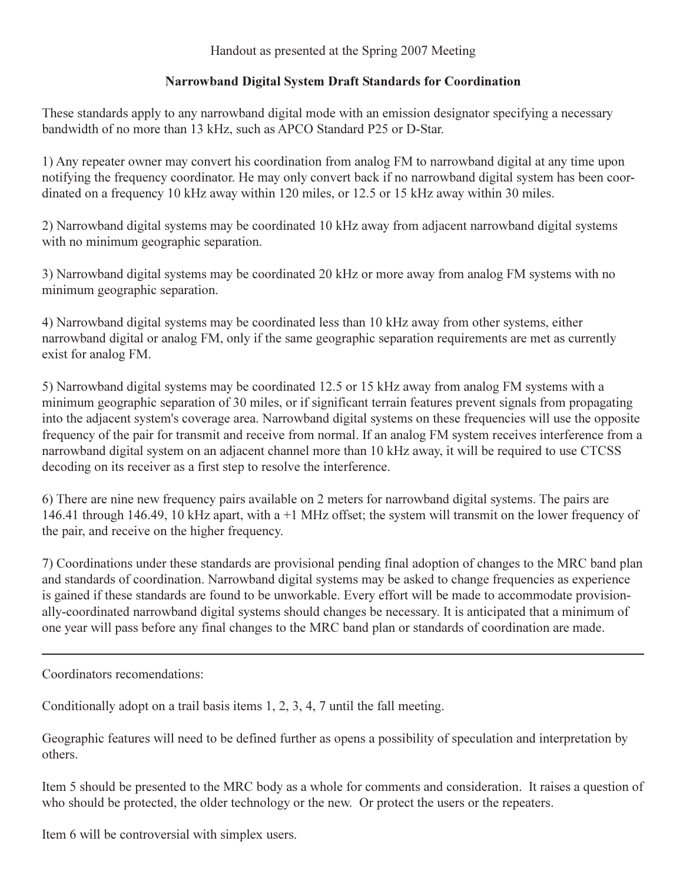Handout as presented at the Spring 2007 Meeting

**Narrowband Digital System Draft Standards for Coordination**

These standards apply to any narrowband digital mode with an emission designator specifying a necessary bandwidth of no more than 13 kHz, such as APCO Standard P25 or D-Star.

1) Any repeater owner may convert his coordination from analog FM to narrowband digital at any time upon notifying the frequency coordinator. He may only convert back if no narrowband digital system has been coordinated on a frequency 10 kHz away within 120 miles, or 12.5 or 15 kHz away within 30 miles.

2) Narrowband digital systems may be coordinated 10 kHz away from adjacent narrowband digital systems with no minimum geographic separation.

3) Narrowband digital systems may be coordinated 20 kHz or more away from analog FM systems with no minimum geographic separation.

4) Narrowband digital systems may be coordinated less than 10 kHz away from other systems, either narrowband digital or analog FM, only if the same geographic separation requirements are met as currently exist for analog FM.

5) Narrowband digital systems may be coordinated 12.5 or 15 kHz away from analog FM systems with a minimum geographic separation of 30 miles, or if significant terrain features prevent signals from propagating into the adjacent system's coverage area. Narrowband digital systems on these frequencies will use the opposite frequency of the pair for transmit and receive from normal. If an analog FM system receives interference from a narrowband digital system on an adjacent channel more than 10 kHz away, it will be required to use CTCSS decoding on its receiver as a first step to resolve the interference.

6) There are nine new frequency pairs available on 2 meters for narrowband digital systems. The pairs are 146.41 through 146.49, 10 kHz apart, with a +1 MHz offset; the system will transmit on the lower frequency of the pair, and receive on the higher frequency.

7) Coordinations under these standards are provisional pending final adoption of changes to the MRC band plan and standards of coordination. Narrowband digital systems may be asked to change frequencies as experience is gained if these standards are found to be unworkable. Every effort will be made to accommodate provisionally-coordinated narrowband digital systems should changes be necessary. It is anticipated that a minimum of one year will pass before any final changes to the MRC band plan or standards of coordination are made.

---

Coordinators recomendations:

Conditionally adopt on a trail basis items 1, 2, 3, 4, 7 until the fall meeting.

Geographic features will need to be defined further as opens a possibility of speculation and interpretation by others.

Item 5 should be presented to the MRC body as a whole for comments and consideration. It raises a question of who should be protected, the older technology or the new. Or protect the users or the repeaters.

Item 6 will be controversial with simplex users.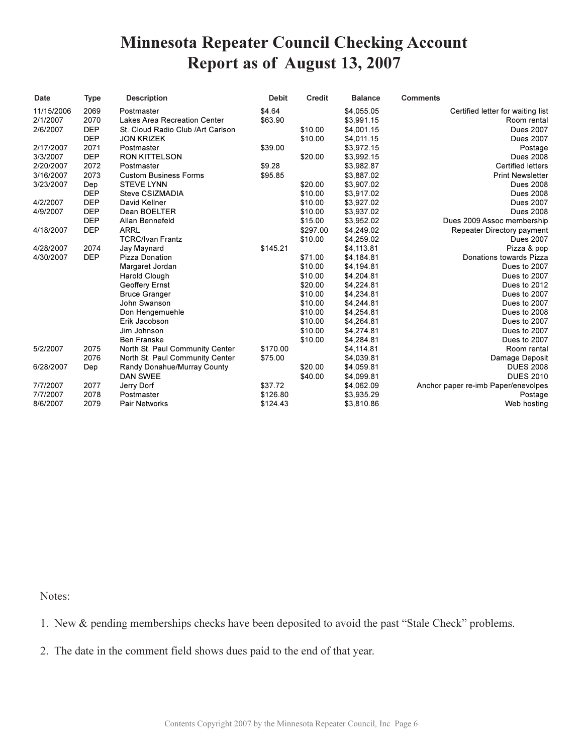# Minnesota Repeater Council Checking Account Report as of August 13, 2007

| Date | Type | Description | Debit | Credit | Balance | Comments |
|---|---|---|---|---|---|---|
| 11/15/2006 | 2069 | Postmaster | $4.64 | | $4,055.05 | Certified letter for waiting list |
| 2/1/2007 | 2070 | Lakes Area Recreation Center | $63.90 | | $3,991.15 | Room rental |
| 2/6/2007 | DEP | St. Cloud Radio Club /Art Carlson | | $10.00 | $4,001.15 | Dues 2007 |
| | DEP | JON KRIZEK | | $10.00 | $4,011.15 | Dues 2007 |
| 2/17/2007 | 2071 | Postmaster | $39.00 | | $3,972.15 | Postage |
| 3/3/2007 | DEP | RON KITTELSON | | $20.00 | $3,992.15 | Dues 2008 |
| 2/20/2007 | 2072 | Postmaster | $9.28 | | $3,982.87 | Certified letters |
| 3/16/2007 | 2073 | Custom Business Forms | $95.85 | | $3,887.02 | Print Newsletter |
| 3/23/2007 | Dep | STEVE LYNN | | $20.00 | $3,907.02 | Dues 2008 |
| | DEP | Steve CSIZMADIA | | $10.00 | $3,917.02 | Dues 2008 |
| 4/2/2007 | DEP | David Kellner | | $10.00 | $3,927.02 | Dues 2007 |
| 4/9/2007 | DEP | Dean BOELTER | | $10.00 | $3,937.02 | Dues 2008 |
| | DEP | Allan Bennefeld | | $15.00 | $3,952.02 | Dues 2009 Assoc membership |
| 4/18/2007 | DEP | ARRL | | $297.00 | $4,249.02 | Repeater Directory payment |
| | | TCRC/Ivan Frantz | | $10.00 | $4,259.02 | Dues 2007 |
| 4/28/2007 | 2074 | Jay Maynard | $145.21 | | $4,113.81 | Pizza & pop |
| 4/30/2007 | DEP | Pizza Donation | | $71.00 | $4,184.81 | Donations towards Pizza |
| | | Margaret Jordan | | $10.00 | $4,194.81 | Dues to 2007 |
| | | Harold Clough | | $10.00 | $4,204.81 | Dues to 2007 |
| | | Geoffery Ernst | | $20.00 | $4,224.81 | Dues to 2012 |
| | | Bruce Granger | | $10.00 | $4,234.81 | Dues to 2007 |
| | | John Swanson | | $10.00 | $4,244.81 | Dues to 2007 |
| | | Don Hengemuehle | | $10.00 | $4,254.81 | Dues to 2008 |
| | | Erik Jacobson | | $10.00 | $4,264.81 | Dues to 2007 |
| | | Jim Johnson | | $10.00 | $4,274.81 | Dues to 2007 |
| | | Ben Franske | | $10.00 | $4,284.81 | Dues to 2007 |
| 5/2/2007 | 2075 | North St. Paul Community Center | $170.00 | | $4,114.81 | Room rental |
| | 2076 | North St. Paul Community Center | $75.00 | | $4,039.81 | Damage Deposit |
| 6/28/2007 | Dep | Randy Donahue/Murray County | | $20.00 | $4,059.81 | DUES 2008 |
| | | DAN SWEE | | $40.00 | $4,099.81 | DUES 2010 |
| 7/7/2007 | 2077 | Jerry Dorf | $37.72 | | $4,062.09 | Anchor paper re-imb Paper/enevolpes |
| 7/7/2007 | 2078 | Postmaster | $126.80 | | $3,935.29 | Postage |
| 8/6/2007 | 2079 | Pair Networks | $124.43 | | $3,810.86 | Web hosting |

Notes:

1. New & pending memberships checks have been deposited to avoid the past "Stale Check" problems.

2. The date in the comment field shows dues paid to the end of that year.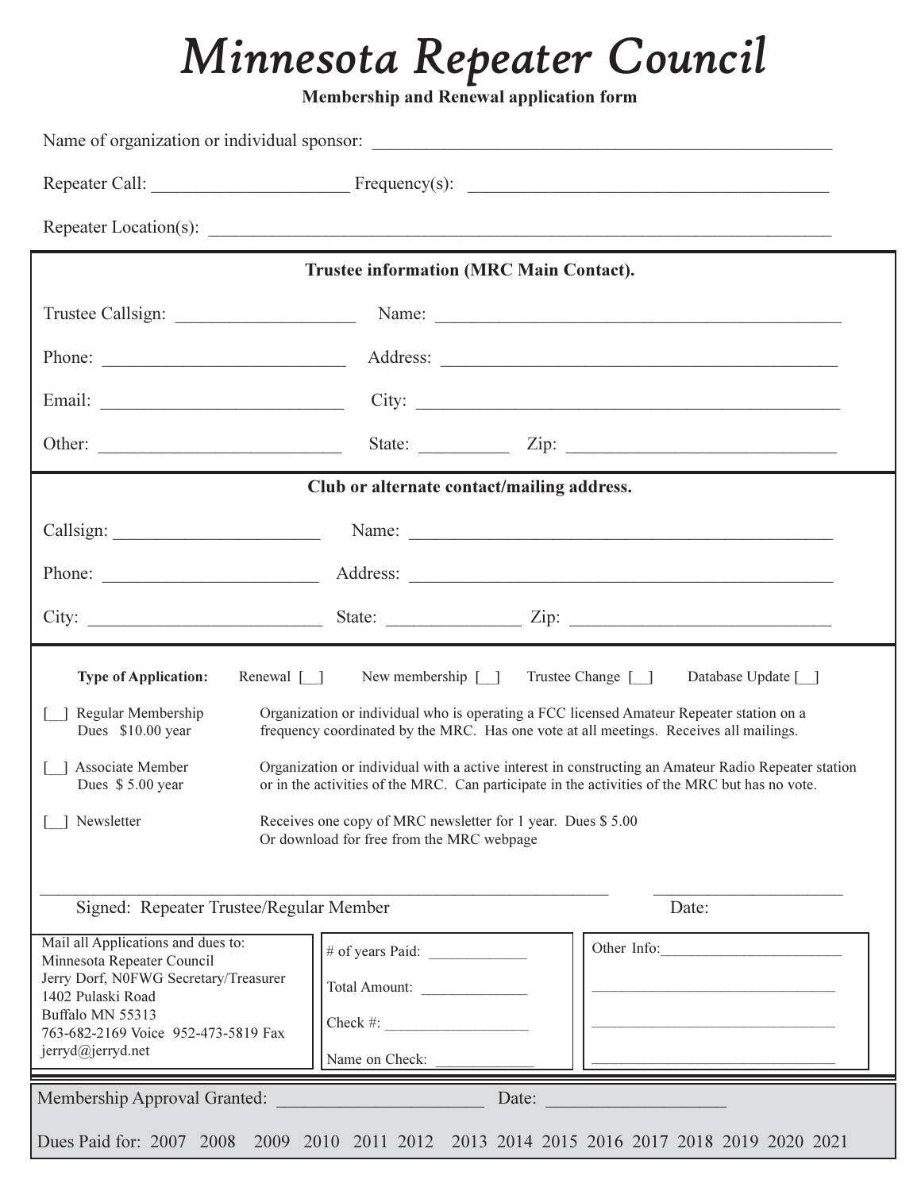# *Minnesota Repeater Council*

**Membership and Renewal application form**

Name of organization or individual sponsor: ______________________________________________

Repeater Call: ____________________ Frequency(s): ___________________________________

Repeater Location(s): ______________________________________________________________

**Trustee information (MRC Main Contact).**

Trustee Callsign: __________________ Name: ________________________________________

Phone: ________________________ Address: ________________________________________

Email: ________________________ City: ___________________________________________

Other: ________________________ State: _________ Zip: ___________________________

**Club or alternate contact/mailing address.**

Callsign: _____________________ Name: ____________________________________________

Phone: _______________________ Address: __________________________________________

City: _________________________ State: _____________ Zip: ___________________________

**Type of Application:** Renewal [__] New membership [__] Trustee Change [__] Database Update [__]

[__] Regular Membership
Dues $10.00 year
Organization or individual who is operating a FCC licensed Amateur Repeater station on a frequency coordinated by the MRC. Has one vote at all meetings. Receives all mailings.

[__] Associate Member
Dues $ 5.00 year
Organization or individual with a active interest in constructing an Amateur Radio Repeater station or in the activities of the MRC. Can participate in the activities of the MRC but has no vote.

[__] Newsletter
Receives one copy of MRC newsletter for 1 year. Dues $ 5.00
Or download for free from the MRC webpage

______________________________________________________ ____________________

Signed: Repeater Trustee/Regular Member Date:

Mail all Applications and dues to:
Minnesota Repeater Council
Jerry Dorf, N0FWG Secretary/Treasurer
1402 Pulaski Road
Buffalo MN 55313
763-682-2169 Voice 952-473-5819 Fax
jerryd@jerryd.net

# of years Paid: ____________

Total Amount: _____________

Check #: __________________

Name on Check: ____________

Other Info:________________________

__________________________________

__________________________________

__________________________________

Membership Approval Granted: ______________________ Date: ___________________

Dues Paid for: 2007 2008 2009 2010 2011 2012 2013 2014 2015 2016 2017 2018 2019 2020 2021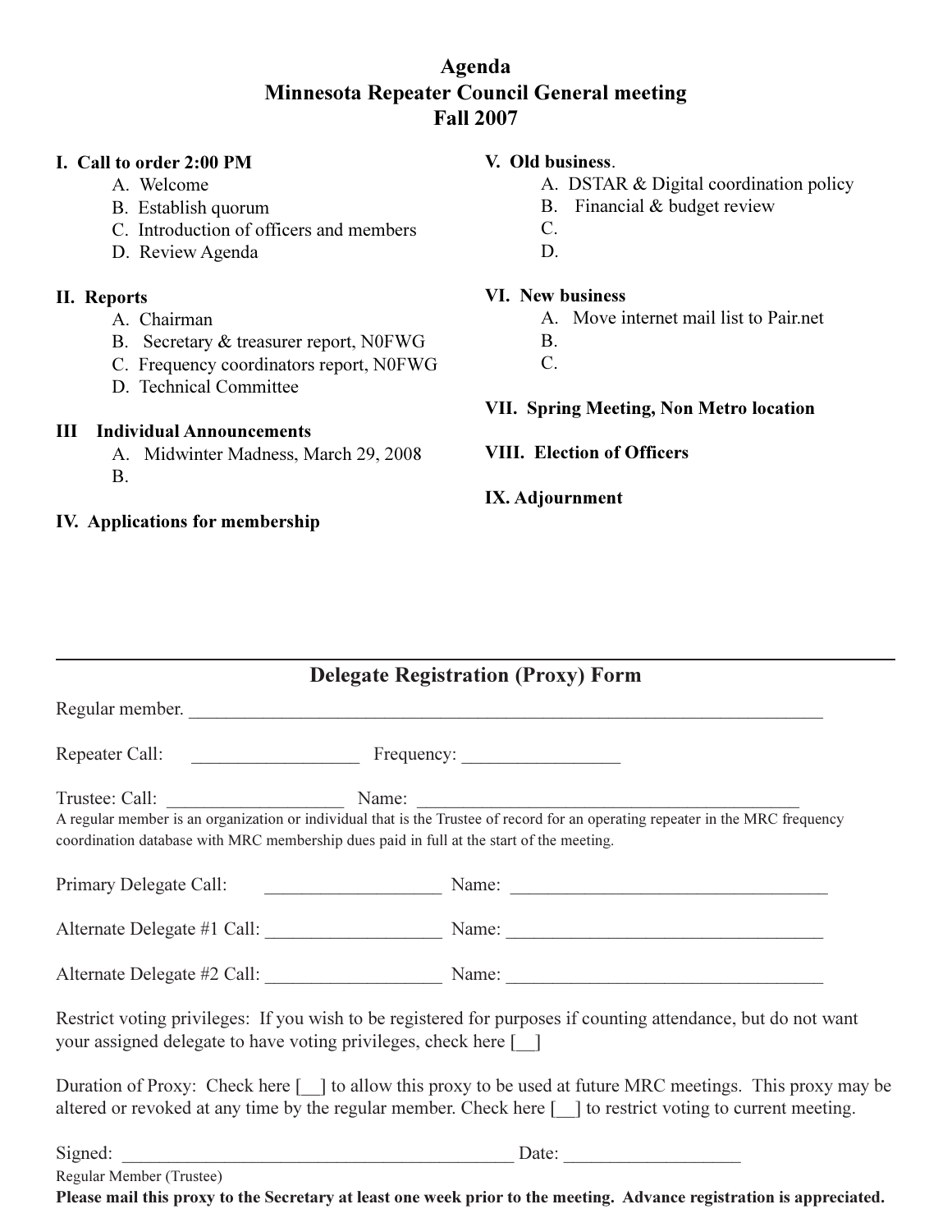# Agenda
# Minnesota Repeater Council General meeting
# Fall 2007

**I. Call to order 2:00 PM**

A. Welcome
B. Establish quorum
C. Introduction of officers and members
D. Review Agenda

**II. Reports**

A. Chairman
B. Secretary & treasurer report, N0FWG
C. Frequency coordinators report, N0FWG
D. Technical Committee

**III Individual Announcements**

A. Midwinter Madness, March 29, 2008
B.

**IV. Applications for membership**

**V. Old business**.

A. DSTAR & Digital coordination policy
B. Financial & budget review
C.
D.

**VI. New business**

A. Move internet mail list to Pair.net
B.
C.

**VII. Spring Meeting, Non Metro location**

**VIII. Election of Officers**

**IX. Adjournment**

---

## Delegate Registration (Proxy) Form

Regular member. ______________________________________________________________________

Repeater Call: __________________ Frequency: _________________

Trustee: Call: ___________________ Name: ___________________________________________

A regular member is an organization or individual that is the Trustee of record for an operating repeater in the MRC frequency coordination database with MRC membership dues paid in full at the start of the meeting.

Primary Delegate Call: ___________________ Name: ___________________________________

Alternate Delegate #1 Call: ___________________ Name: ___________________________________

Alternate Delegate #2 Call: ___________________ Name: ___________________________________

Restrict voting privileges: If you wish to be registered for purposes if counting attendance, but do not want your assigned delegate to have voting privileges, check here [__]

Duration of Proxy: Check here [__] to allow this proxy to be used at future MRC meetings. This proxy may be altered or revoked at any time by the regular member. Check here [__] to restrict voting to current meeting.

Signed: ___________________________________________ Date: ___________________

Regular Member (Trustee)

**Please mail this proxy to the Secretary at least one week prior to the meeting. Advance registration is appreciated.**